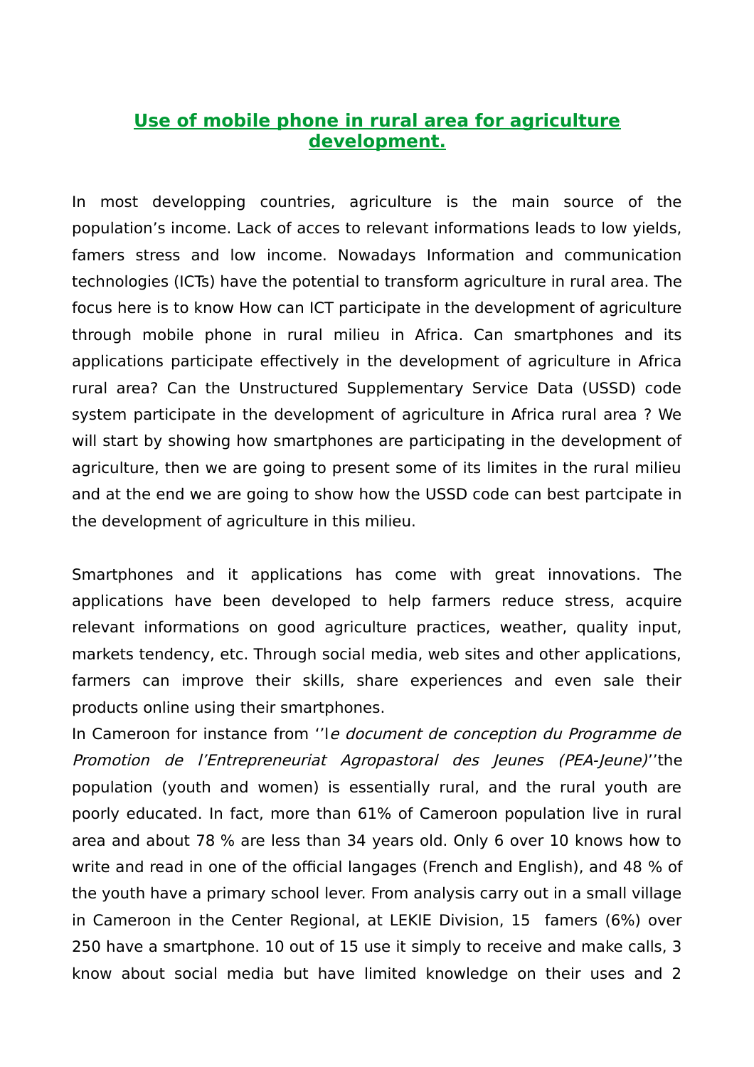# Use of mobile phone in rural area for agriculture development.

In most developping countries, agriculture is the main source of the population's income. Lack of acces to relevant informations leads to low yields, famers stress and low income. Nowadays Information and communication technologies (ICTs) have the potential to transform agriculture in rural area. The focus here is to know How can ICT participate in the development of agriculture through mobile phone in rural milieu in Africa. Can smartphones and its applications participate effectively in the development of agriculture in Africa rural area? Can the Unstructured Supplementary Service Data (USSD) code system participate in the development of agriculture in Africa rural area ? We will start by showing how smartphones are participating in the development of agriculture, then we are going to present some of its limites in the rural milieu and at the end we are going to show how the USSD code can best partcipate in the development of agriculture in this milieu.

Smartphones and it applications has come with great innovations. The applications have been developed to help farmers reduce stress, acquire relevant informations on good agriculture practices, weather, quality input, markets tendency, etc. Through social media, web sites and other applications, farmers can improve their skills, share experiences and even sale their products online using their smartphones.

In Cameroon for instance from ''l*e document de conception du Programme de Promotion de l'Entrepreneuriat Agropastoral des Jeunes (PEA-Jeune)*''the population (youth and women) is essentially rural, and the rural youth are poorly educated. In fact, more than 61% of Cameroon population live in rural area and about 78 % are less than 34 years old. Only 6 over 10 knows how to write and read in one of the official langages (French and English), and 48 % of the youth have a primary school lever. From analysis carry out in a small village in Cameroon in the Center Regional, at LEKIE Division, 15 famers (6%) over 250 have a smartphone. 10 out of 15 use it simply to receive and make calls, 3 know about social media but have limited knowledge on their uses and 2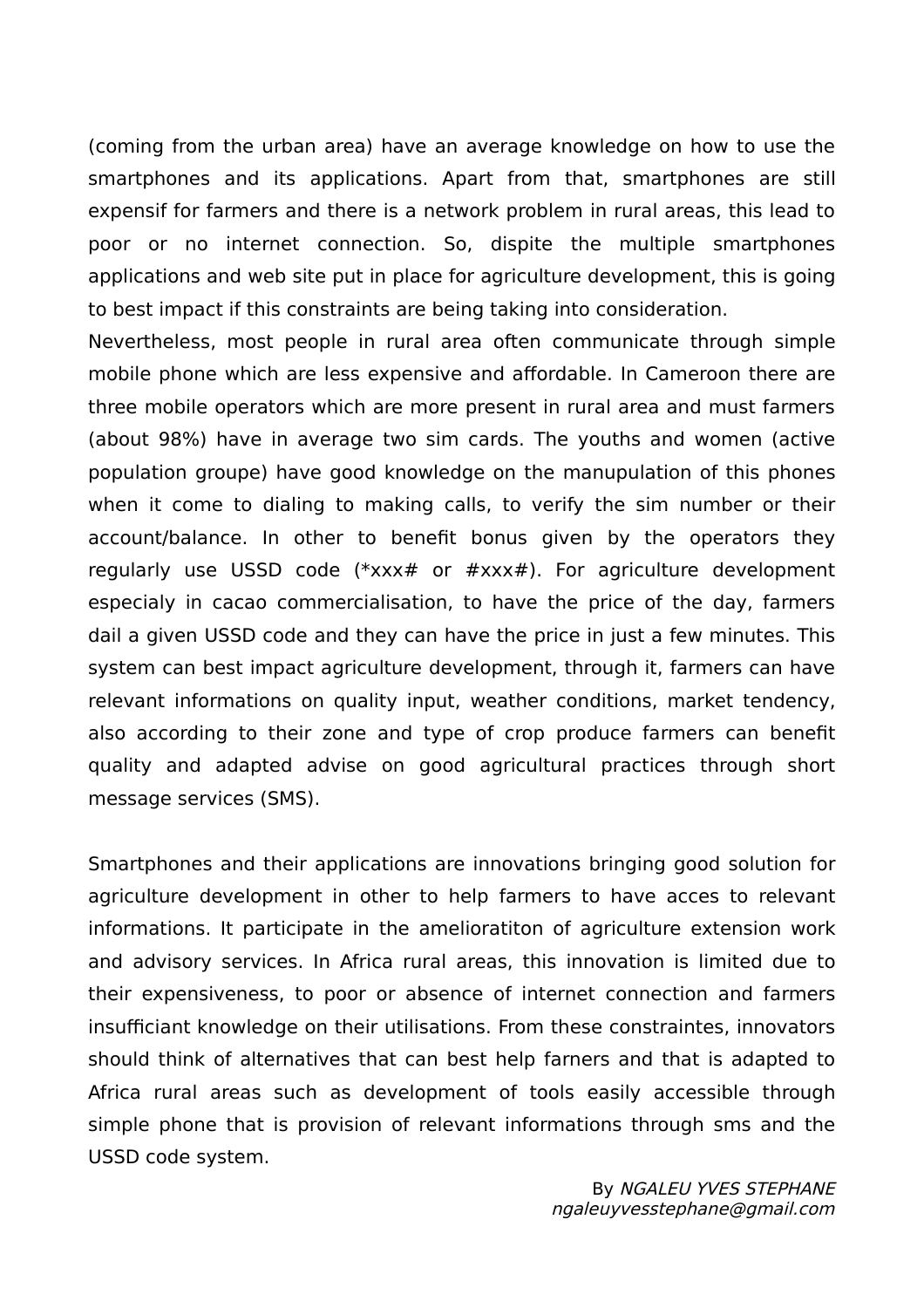(coming from the urban area) have an average knowledge on how to use the smartphones and its applications. Apart from that, smartphones are still expensif for farmers and there is a network problem in rural areas, this lead to poor or no internet connection. So, dispite the multiple smartphones applications and web site put in place for agriculture development, this is going to best impact if this constraints are being taking into consideration.

Nevertheless, most people in rural area often communicate through simple mobile phone which are less expensive and affordable. In Cameroon there are three mobile operators which are more present in rural area and must farmers (about 98%) have in average two sim cards. The youths and women (active population groupe) have good knowledge on the manupulation of this phones when it come to dialing to making calls, to verify the sim number or their account/balance. In other to benefit bonus given by the operators they regularly use USSD code (*xxx# or #xxx#). For agriculture development especialy in cacao commercialisation, to have the price of the day, farmers dail a given USSD code and they can have the price in just a few minutes. This system can best impact agriculture development, through it, farmers can have relevant informations on quality input, weather conditions, market tendency, also according to their zone and type of crop produce farmers can benefit quality and adapted advise on good agricultural practices through short message services (SMS).

Smartphones and their applications are innovations bringing good solution for agriculture development in other to help farmers to have acces to relevant informations. It participate in the amelioratiton of agriculture extension work and advisory services. In Africa rural areas, this innovation is limited due to their expensiveness, to poor or absence of internet connection and farmers insufficiant knowledge on their utilisations. From these constraintes, innovators should think of alternatives that can best help farners and that is adapted to Africa rural areas such as development of tools easily accessible through simple phone that is provision of relevant informations through sms and the USSD code system.

By *NGALEU YVES STEPHANE*
*ngaleuyvesstephane@gmail.com*